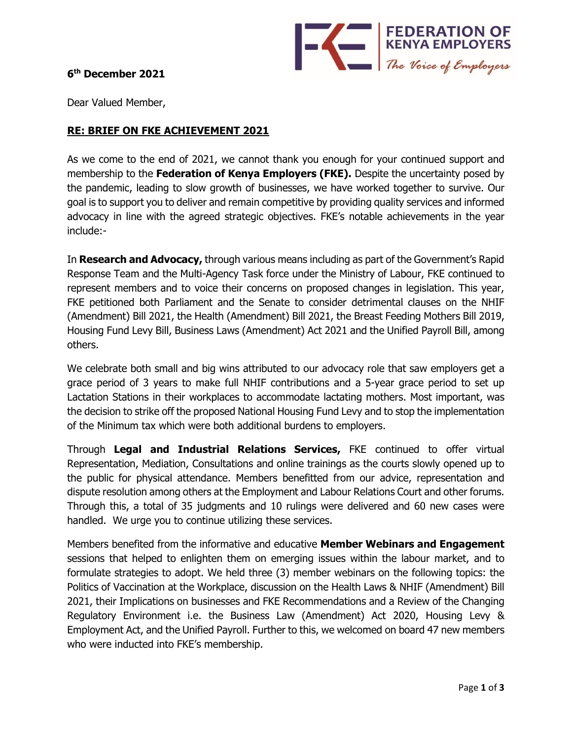FEDERATION OF KENYA EMPLOYERS
*The Voice of Employers*

**6th December 2021**

Dear Valued Member,

**RE: BRIEF ON FKE ACHIEVEMENT 2021**

As we come to the end of 2021, we cannot thank you enough for your continued support and membership to the **Federation of Kenya Employers (FKE).** Despite the uncertainty posed by the pandemic, leading to slow growth of businesses, we have worked together to survive. Our goal is to support you to deliver and remain competitive by providing quality services and informed advocacy in line with the agreed strategic objectives. FKE's notable achievements in the year include:-

In **Research and Advocacy,** through various means including as part of the Government's Rapid Response Team and the Multi-Agency Task force under the Ministry of Labour, FKE continued to represent members and to voice their concerns on proposed changes in legislation. This year, FKE petitioned both Parliament and the Senate to consider detrimental clauses on the NHIF (Amendment) Bill 2021, the Health (Amendment) Bill 2021, the Breast Feeding Mothers Bill 2019, Housing Fund Levy Bill, Business Laws (Amendment) Act 2021 and the Unified Payroll Bill, among others.

We celebrate both small and big wins attributed to our advocacy role that saw employers get a grace period of 3 years to make full NHIF contributions and a 5-year grace period to set up Lactation Stations in their workplaces to accommodate lactating mothers. Most important, was the decision to strike off the proposed National Housing Fund Levy and to stop the implementation of the Minimum tax which were both additional burdens to employers.

Through **Legal and Industrial Relations Services,** FKE continued to offer virtual Representation, Mediation, Consultations and online trainings as the courts slowly opened up to the public for physical attendance. Members benefitted from our advice, representation and dispute resolution among others at the Employment and Labour Relations Court and other forums. Through this, a total of 35 judgments and 10 rulings were delivered and 60 new cases were handled. We urge you to continue utilizing these services.

Members benefited from the informative and educative **Member Webinars and Engagement** sessions that helped to enlighten them on emerging issues within the labour market, and to formulate strategies to adopt. We held three (3) member webinars on the following topics: the Politics of Vaccination at the Workplace, discussion on the Health Laws & NHIF (Amendment) Bill 2021, their Implications on businesses and FKE Recommendations and a Review of the Changing Regulatory Environment i.e. the Business Law (Amendment) Act 2020, Housing Levy & Employment Act, and the Unified Payroll. Further to this, we welcomed on board 47 new members who were inducted into FKE's membership.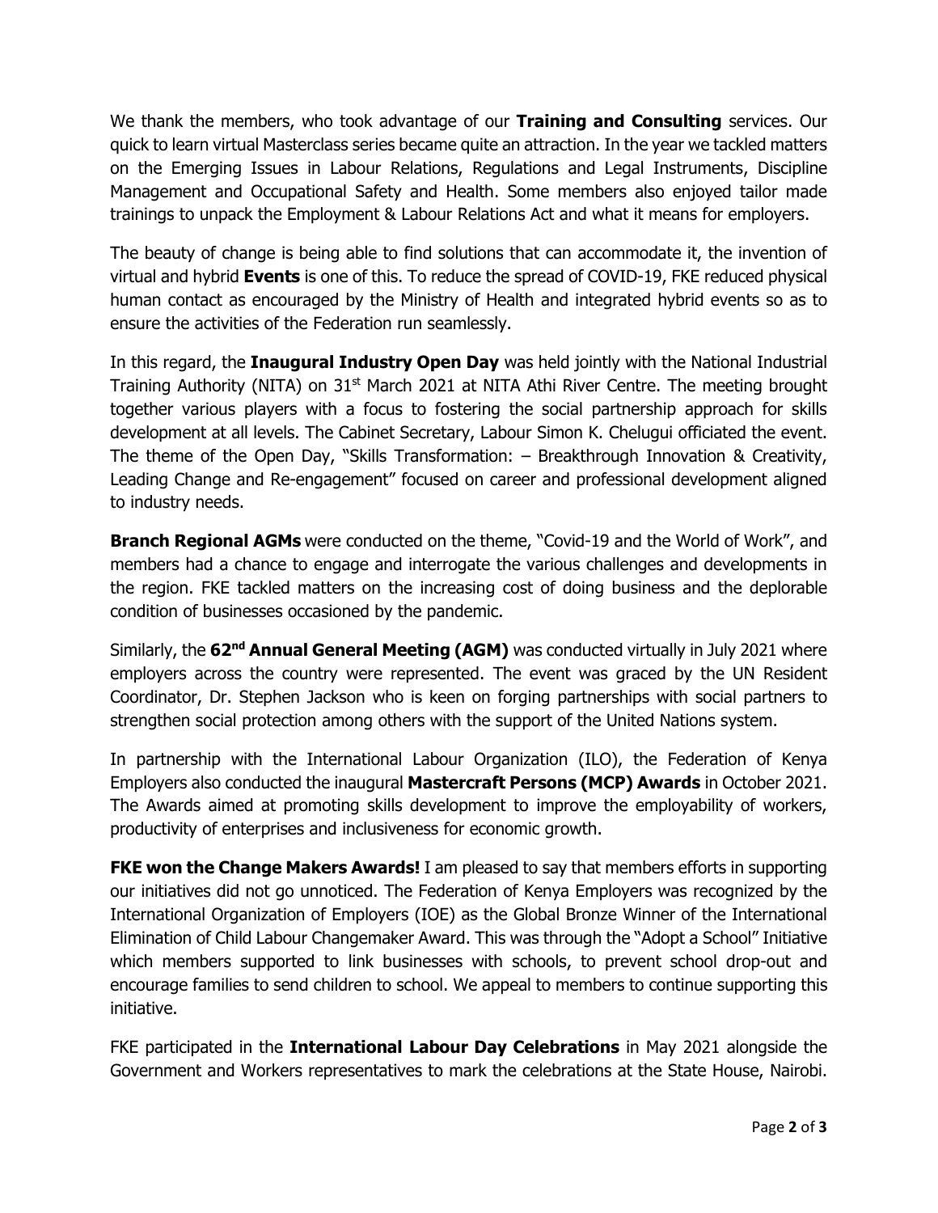We thank the members, who took advantage of our **Training and Consulting** services. Our quick to learn virtual Masterclass series became quite an attraction. In the year we tackled matters on the Emerging Issues in Labour Relations, Regulations and Legal Instruments, Discipline Management and Occupational Safety and Health. Some members also enjoyed tailor made trainings to unpack the Employment & Labour Relations Act and what it means for employers.

The beauty of change is being able to find solutions that can accommodate it, the invention of virtual and hybrid **Events** is one of this. To reduce the spread of COVID-19, FKE reduced physical human contact as encouraged by the Ministry of Health and integrated hybrid events so as to ensure the activities of the Federation run seamlessly.

In this regard, the **Inaugural Industry Open Day** was held jointly with the National Industrial Training Authority (NITA) on 31st March 2021 at NITA Athi River Centre. The meeting brought together various players with a focus to fostering the social partnership approach for skills development at all levels. The Cabinet Secretary, Labour Simon K. Chelugui officiated the event. The theme of the Open Day, "Skills Transformation: – Breakthrough Innovation & Creativity, Leading Change and Re-engagement" focused on career and professional development aligned to industry needs.

**Branch Regional AGMs** were conducted on the theme, "Covid-19 and the World of Work", and members had a chance to engage and interrogate the various challenges and developments in the region. FKE tackled matters on the increasing cost of doing business and the deplorable condition of businesses occasioned by the pandemic.

Similarly, the **62nd Annual General Meeting (AGM)** was conducted virtually in July 2021 where employers across the country were represented. The event was graced by the UN Resident Coordinator, Dr. Stephen Jackson who is keen on forging partnerships with social partners to strengthen social protection among others with the support of the United Nations system.

In partnership with the International Labour Organization (ILO), the Federation of Kenya Employers also conducted the inaugural **Mastercraft Persons (MCP) Awards** in October 2021. The Awards aimed at promoting skills development to improve the employability of workers, productivity of enterprises and inclusiveness for economic growth.

**FKE won the Change Makers Awards!** I am pleased to say that members efforts in supporting our initiatives did not go unnoticed. The Federation of Kenya Employers was recognized by the International Organization of Employers (IOE) as the Global Bronze Winner of the International Elimination of Child Labour Changemaker Award. This was through the "Adopt a School" Initiative which members supported to link businesses with schools, to prevent school drop-out and encourage families to send children to school. We appeal to members to continue supporting this initiative.

FKE participated in the **International Labour Day Celebrations** in May 2021 alongside the Government and Workers representatives to mark the celebrations at the State House, Nairobi.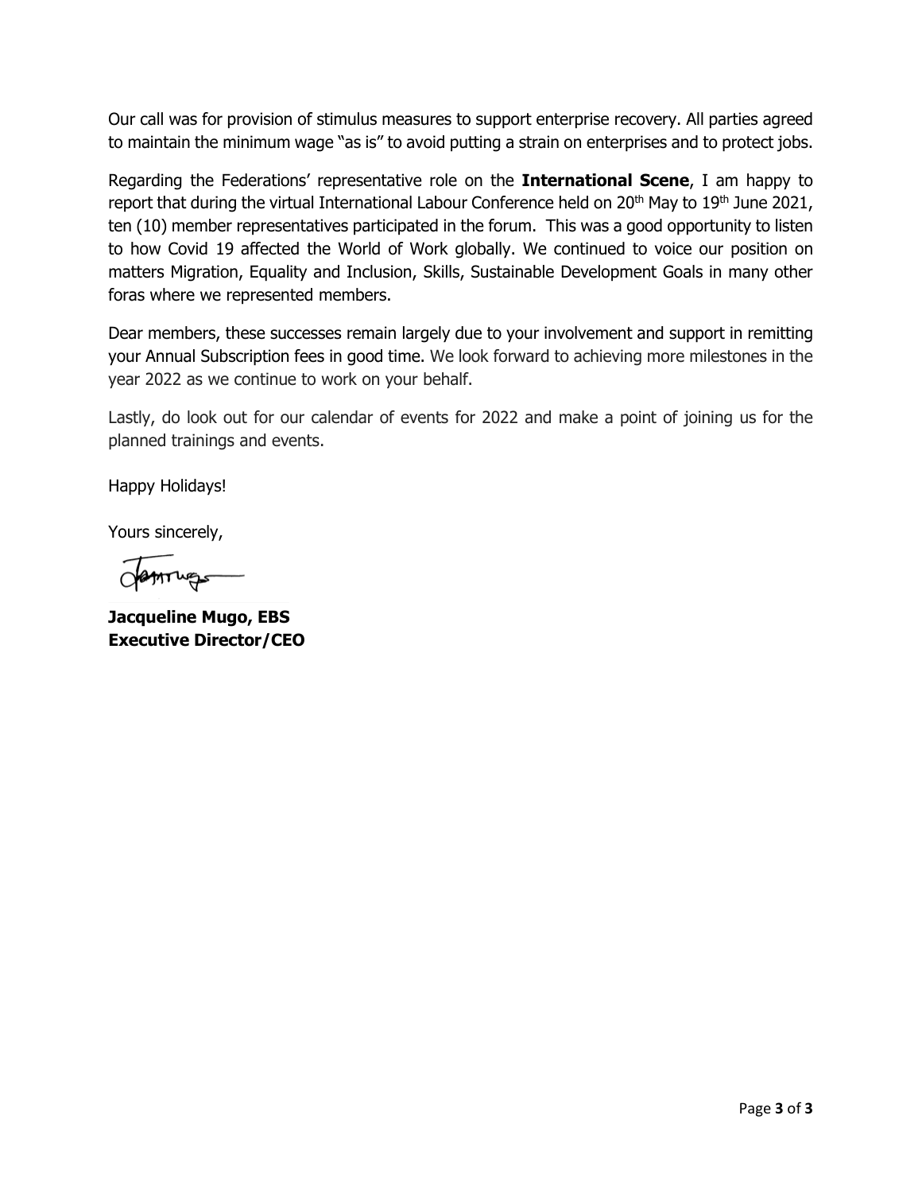Our call was for provision of stimulus measures to support enterprise recovery. All parties agreed to maintain the minimum wage "as is" to avoid putting a strain on enterprises and to protect jobs.

Regarding the Federations' representative role on the **International Scene**, I am happy to report that during the virtual International Labour Conference held on 20th May to 19th June 2021, ten (10) member representatives participated in the forum. This was a good opportunity to listen to how Covid 19 affected the World of Work globally. We continued to voice our position on matters Migration, Equality and Inclusion, Skills, Sustainable Development Goals in many other foras where we represented members.

Dear members, these successes remain largely due to your involvement and support in remitting your Annual Subscription fees in good time. We look forward to achieving more milestones in the year 2022 as we continue to work on your behalf.

Lastly, do look out for our calendar of events for 2022 and make a point of joining us for the planned trainings and events.

Happy Holidays!

Yours sincerely,

**Jacqueline Mugo, EBS**
**Executive Director/CEO**